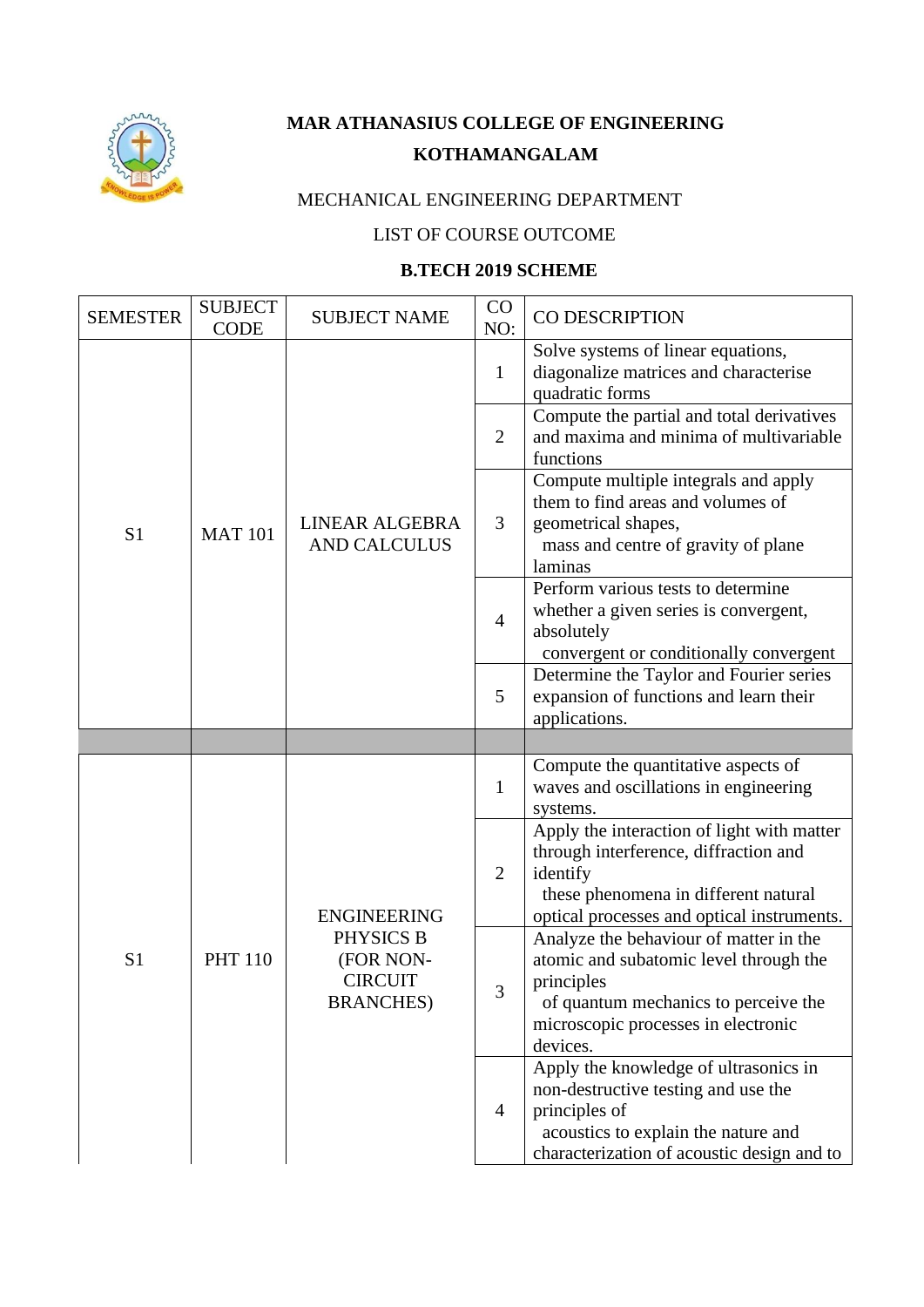**MAR ATHANASIUS COLLEGE OF ENGINEERING**

**KOTHAMANGALAM**

MECHANICAL ENGINEERING DEPARTMENT

LIST OF COURSE OUTCOME

**B.TECH 2019 SCHEME**

| SEMESTER | SUBJECT CODE | SUBJECT NAME | CO NO: | CO DESCRIPTION |
|---|---|---|---|---|
| S1 | MAT 101 | LINEAR ALGEBRA AND CALCULUS | 1 | Solve systems of linear equations, diagonalize matrices and characterise quadratic forms |
| | | | 2 | Compute the partial and total derivatives and maxima and minima of multivariable functions |
| | | | 3 | Compute multiple integrals and apply them to find areas and volumes of geometrical shapes, mass and centre of gravity of plane laminas |
| | | | 4 | Perform various tests to determine whether a given series is convergent, absolutely convergent or conditionally convergent |
| | | | 5 | Determine the Taylor and Fourier series expansion of functions and learn their applications. |
| | | | | |
| S1 | PHT 110 | ENGINEERING PHYSICS B (FOR NON-CIRCUIT BRANCHES) | 1 | Compute the quantitative aspects of waves and oscillations in engineering systems. |
| | | | 2 | Apply the interaction of light with matter through interference, diffraction and identify these phenomena in different natural optical processes and optical instruments. |
| | | | 3 | Analyze the behaviour of matter in the atomic and subatomic level through the principles of quantum mechanics to perceive the microscopic processes in electronic devices. |
| | | | 4 | Apply the knowledge of ultrasonics in non-destructive testing and use the principles of acoustics to explain the nature and characterization of acoustic design and to |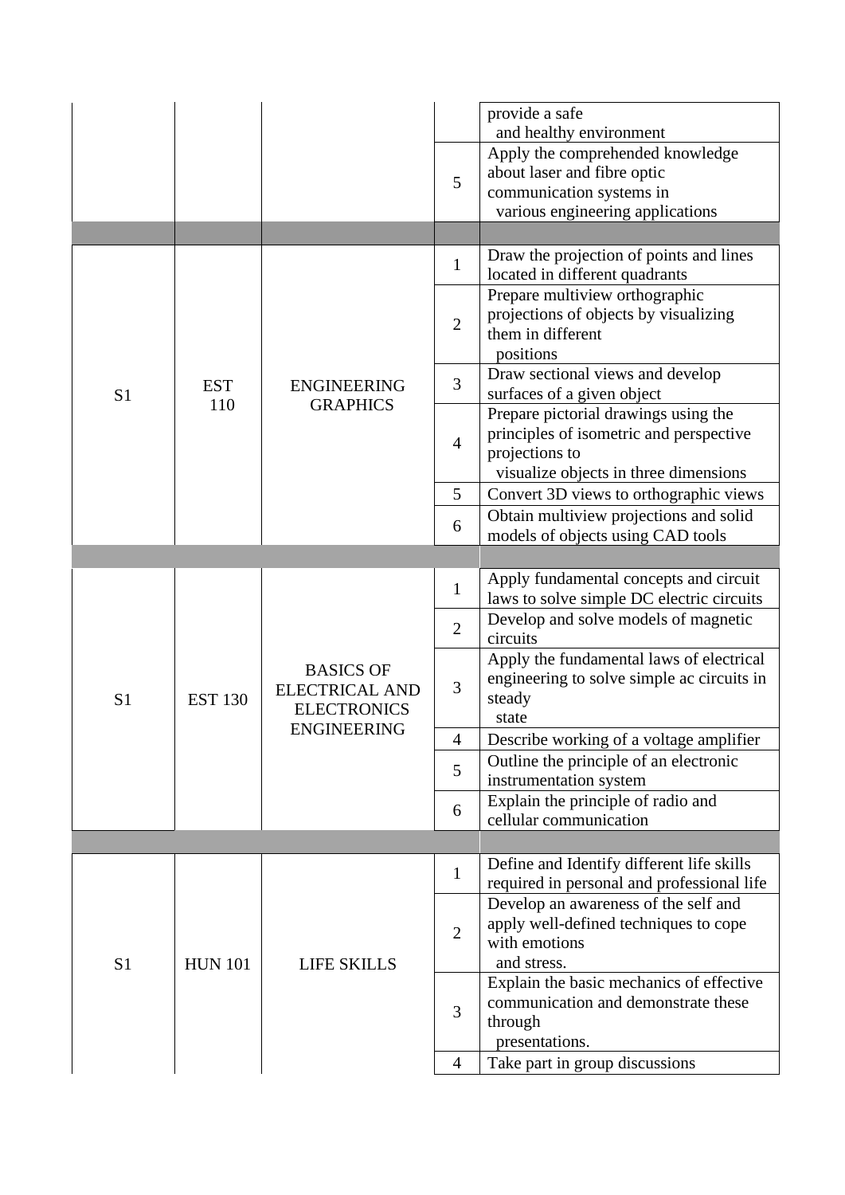| | | | | |
|---|---|---|---|---|
| | | | | provide a safe and healthy environment |
| | | | 5 | Apply the comprehended knowledge about laser and fibre optic communication systems in various engineering applications |
| | | | | |
| S1 | EST 110 | ENGINEERING GRAPHICS | 1 | Draw the projection of points and lines located in different quadrants |
| | | | 2 | Prepare multiview orthographic projections of objects by visualizing them in different positions |
| | | | 3 | Draw sectional views and develop surfaces of a given object |
| | | | 4 | Prepare pictorial drawings using the principles of isometric and perspective projections to visualize objects in three dimensions |
| | | | 5 | Convert 3D views to orthographic views |
| | | | 6 | Obtain multiview projections and solid models of objects using CAD tools |
| | | | | |
| S1 | EST 130 | BASICS OF ELECTRICAL AND ELECTRONICS ENGINEERING | 1 | Apply fundamental concepts and circuit laws to solve simple DC electric circuits |
| | | | 2 | Develop and solve models of magnetic circuits |
| | | | 3 | Apply the fundamental laws of electrical engineering to solve simple ac circuits in steady state |
| | | | 4 | Describe working of a voltage amplifier |
| | | | 5 | Outline the principle of an electronic instrumentation system |
| | | | 6 | Explain the principle of radio and cellular communication |
| | | | | |
| S1 | HUN 101 | LIFE SKILLS | 1 | Define and Identify different life skills required in personal and professional life |
| | | | 2 | Develop an awareness of the self and apply well-defined techniques to cope with emotions and stress. |
| | | | 3 | Explain the basic mechanics of effective communication and demonstrate these through presentations. |
| | | | 4 | Take part in group discussions |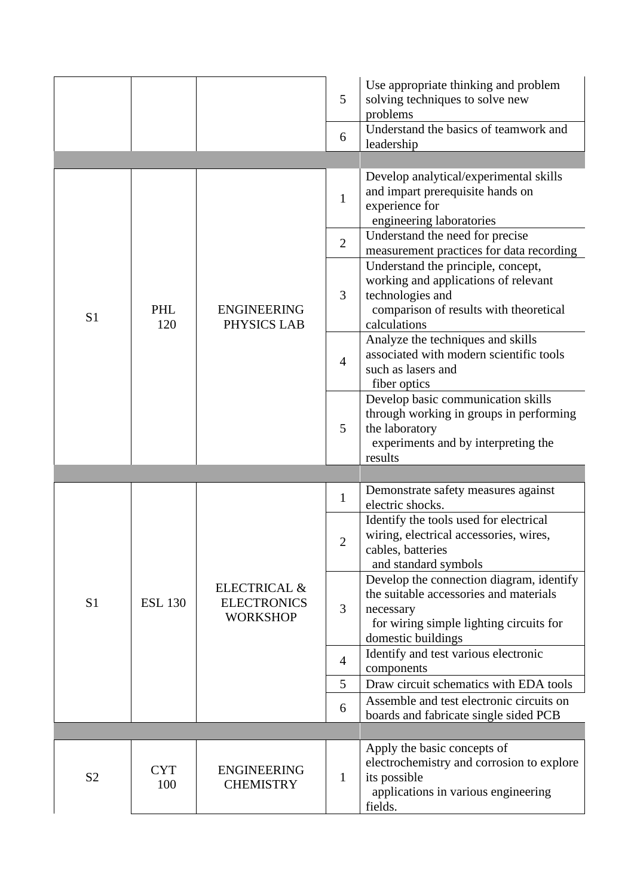| | | | | |
|---|---|---|---|---|
| | | | 5 | Use appropriate thinking and problem solving techniques to solve new problems |
| | | | 6 | Understand the basics of teamwork and leadership |
| | | | | |
| S1 | PHL 120 | ENGINEERING PHYSICS LAB | 1 | Develop analytical/experimental skills and impart prerequisite hands on experience for engineering laboratories |
| | | | 2 | Understand the need for precise measurement practices for data recording |
| | | | 3 | Understand the principle, concept, working and applications of relevant technologies and comparison of results with theoretical calculations |
| | | | 4 | Analyze the techniques and skills associated with modern scientific tools such as lasers and fiber optics |
| | | | 5 | Develop basic communication skills through working in groups in performing the laboratory experiments and by interpreting the results |
| | | | | |
| S1 | ESL 130 | ELECTRICAL & ELECTRONICS WORKSHOP | 1 | Demonstrate safety measures against electric shocks. |
| | | | 2 | Identify the tools used for electrical wiring, electrical accessories, wires, cables, batteries and standard symbols |
| | | | 3 | Develop the connection diagram, identify the suitable accessories and materials necessary for wiring simple lighting circuits for domestic buildings |
| | | | 4 | Identify and test various electronic components |
| | | | 5 | Draw circuit schematics with EDA tools |
| | | | 6 | Assemble and test electronic circuits on boards and fabricate single sided PCB |
| | | | | |
| S2 | CYT 100 | ENGINEERING CHEMISTRY | 1 | Apply the basic concepts of electrochemistry and corrosion to explore its possible applications in various engineering fields. |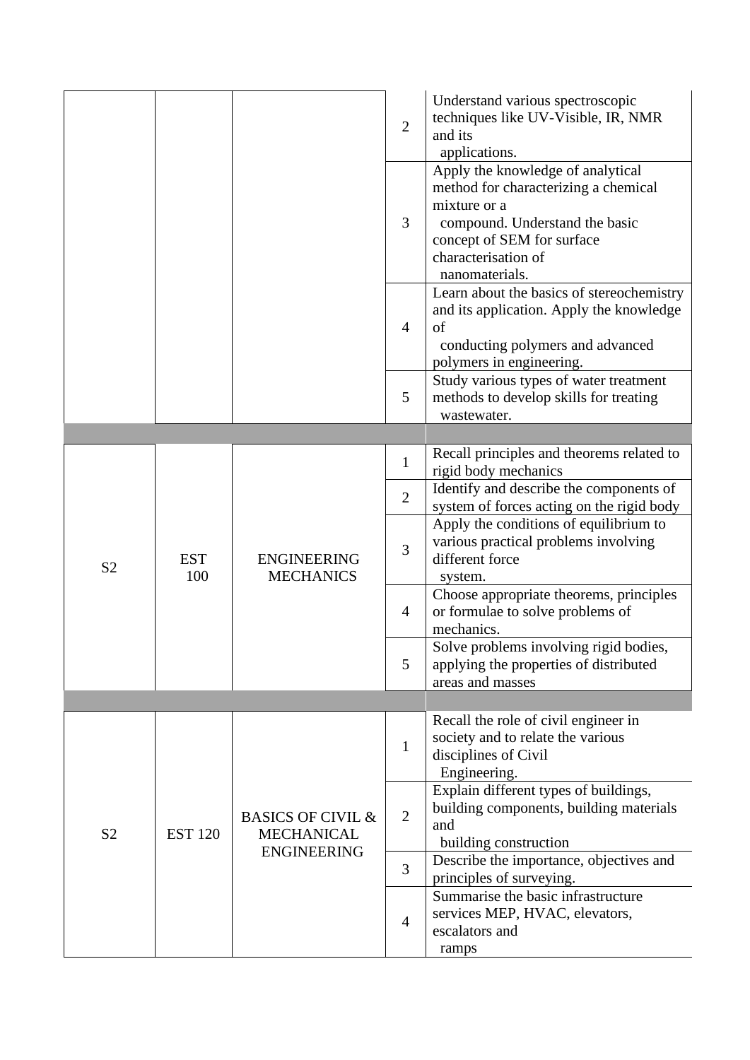| | | | | |
|---|---|---|---|---|
| | | | 2 | Understand various spectroscopic techniques like UV-Visible, IR, NMR and its applications. |
| | | | 3 | Apply the knowledge of analytical method for characterizing a chemical mixture or a compound. Understand the basic concept of SEM for surface characterisation of nanomaterials. |
| | | | 4 | Learn about the basics of stereochemistry and its application. Apply the knowledge of conducting polymers and advanced polymers in engineering. |
| | | | 5 | Study various types of water treatment methods to develop skills for treating wastewater. |
| | | | | |
| S2 | EST 100 | ENGINEERING MECHANICS | 1 | Recall principles and theorems related to rigid body mechanics |
| | | | 2 | Identify and describe the components of system of forces acting on the rigid body |
| | | | 3 | Apply the conditions of equilibrium to various practical problems involving different force system. |
| | | | 4 | Choose appropriate theorems, principles or formulae to solve problems of mechanics. |
| | | | 5 | Solve problems involving rigid bodies, applying the properties of distributed areas and masses |
| | | | | |
| S2 | EST 120 | BASICS OF CIVIL & MECHANICAL ENGINEERING | 1 | Recall the role of civil engineer in society and to relate the various disciplines of Civil Engineering. |
| | | | 2 | Explain different types of buildings, building components, building materials and building construction |
| | | | 3 | Describe the importance, objectives and principles of surveying. |
| | | | 4 | Summarise the basic infrastructure services MEP, HVAC, elevators, escalators and ramps |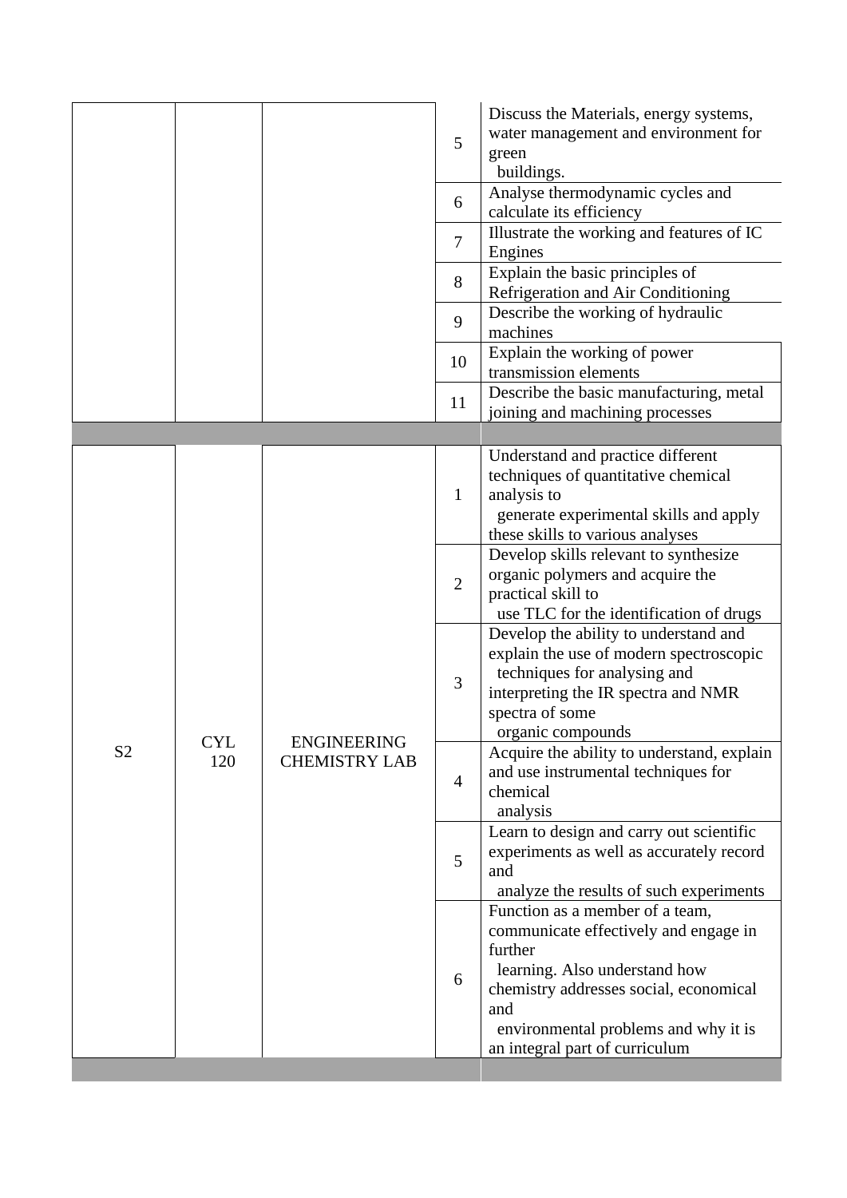| | | | | |
|---|---|---|---|---|
| | | | 5 | Discuss the Materials, energy systems, water management and environment for green buildings. |
| | | | 6 | Analyse thermodynamic cycles and calculate its efficiency |
| | | | 7 | Illustrate the working and features of IC Engines |
| | | | 8 | Explain the basic principles of Refrigeration and Air Conditioning |
| | | | 9 | Describe the working of hydraulic machines |
| | | | 10 | Explain the working of power transmission elements |
| | | | 11 | Describe the basic manufacturing, metal joining and machining processes |
| | | | | |
| S2 | CYL 120 | ENGINEERING CHEMISTRY LAB | 1 | Understand and practice different techniques of quantitative chemical analysis to generate experimental skills and apply these skills to various analyses |
| | | | 2 | Develop skills relevant to synthesize organic polymers and acquire the practical skill to use TLC for the identification of drugs |
| | | | 3 | Develop the ability to understand and explain the use of modern spectroscopic techniques for analysing and interpreting the IR spectra and NMR spectra of some organic compounds |
| | | | 4 | Acquire the ability to understand, explain and use instrumental techniques for chemical analysis |
| | | | 5 | Learn to design and carry out scientific experiments as well as accurately record and analyze the results of such experiments |
| | | | 6 | Function as a member of a team, communicate effectively and engage in further learning. Also understand how chemistry addresses social, economical and environmental problems and why it is an integral part of curriculum |
| | | | | |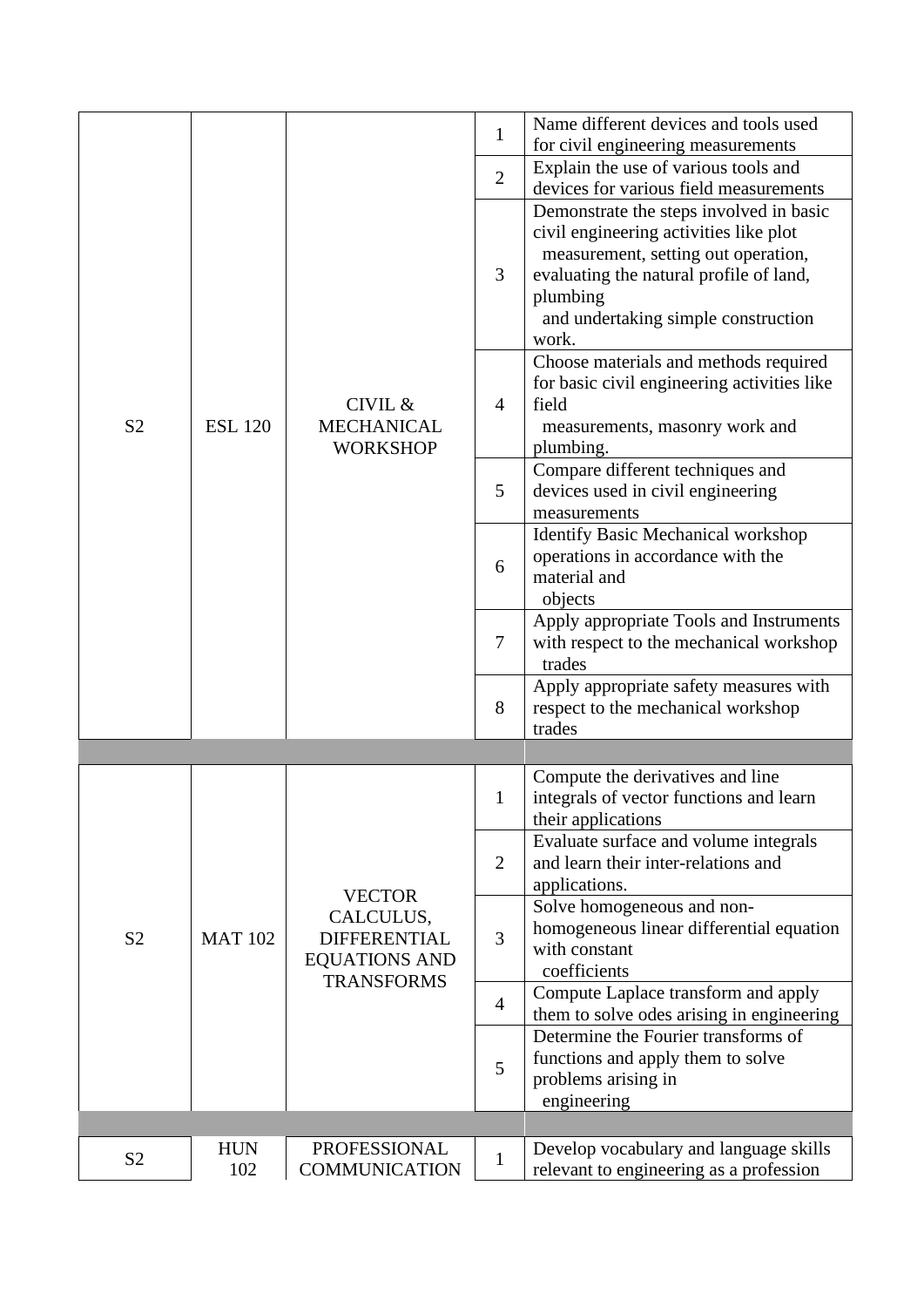| | | | | |
|---|---|---|---|---|
| S2 | ESL 120 | CIVIL & MECHANICAL WORKSHOP | 1 | Name different devices and tools used for civil engineering measurements |
| | | | 2 | Explain the use of various tools and devices for various field measurements |
| | | | 3 | Demonstrate the steps involved in basic civil engineering activities like plot measurement, setting out operation, evaluating the natural profile of land, plumbing and undertaking simple construction work. |
| | | | 4 | Choose materials and methods required for basic civil engineering activities like field measurements, masonry work and plumbing. |
| | | | 5 | Compare different techniques and devices used in civil engineering measurements |
| | | | 6 | Identify Basic Mechanical workshop operations in accordance with the material and objects |
| | | | 7 | Apply appropriate Tools and Instruments with respect to the mechanical workshop trades |
| | | | 8 | Apply appropriate safety measures with respect to the mechanical workshop trades |
| | | | | |
| S2 | MAT 102 | VECTOR CALCULUS, DIFFERENTIAL EQUATIONS AND TRANSFORMS | 1 | Compute the derivatives and line integrals of vector functions and learn their applications |
| | | | 2 | Evaluate surface and volume integrals and learn their inter-relations and applications. |
| | | | 3 | Solve homogeneous and non-homogeneous linear differential equation with constant coefficients |
| | | | 4 | Compute Laplace transform and apply them to solve odes arising in engineering |
| | | | 5 | Determine the Fourier transforms of functions and apply them to solve problems arising in engineering |
| | | | | |
| S2 | HUN 102 | PROFESSIONAL COMMUNICATION | 1 | Develop vocabulary and language skills relevant to engineering as a profession |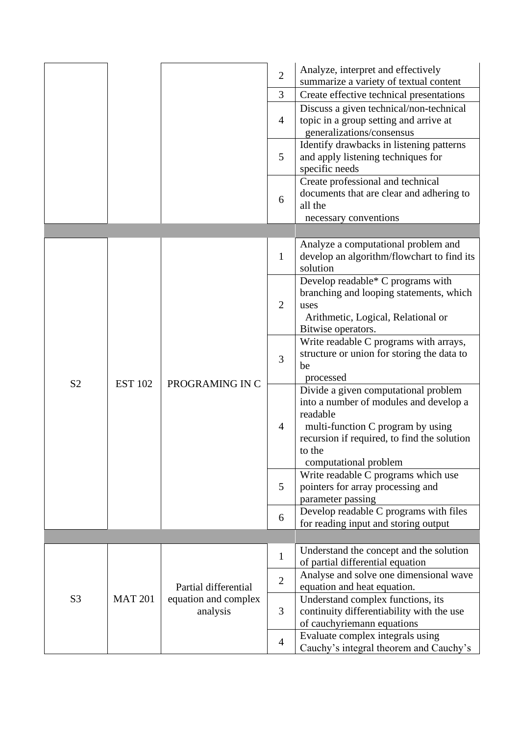| | | | | |
|---|---|---|---|---|
| | | | 2 | Analyze, interpret and effectively summarize a variety of textual content |
| | | | 3 | Create effective technical presentations |
| | | | 4 | Discuss a given technical/non-technical topic in a group setting and arrive at generalizations/consensus |
| | | | 5 | Identify drawbacks in listening patterns and apply listening techniques for specific needs |
| | | | 6 | Create professional and technical documents that are clear and adhering to all the necessary conventions |
| | | | | |
| S2 | EST 102 | PROGRAMING IN C | 1 | Analyze a computational problem and develop an algorithm/flowchart to find its solution |
| | | | 2 | Develop readable* C programs with branching and looping statements, which uses Arithmetic, Logical, Relational or Bitwise operators. |
| | | | 3 | Write readable C programs with arrays, structure or union for storing the data to be processed |
| | | | 4 | Divide a given computational problem into a number of modules and develop a readable multi-function C program by using recursion if required, to find the solution to the computational problem |
| | | | 5 | Write readable C programs which use pointers for array processing and parameter passing |
| | | | 6 | Develop readable C programs with files for reading input and storing output |
| | | | | |
| S3 | MAT 201 | Partial differential equation and complex analysis | 1 | Understand the concept and the solution of partial differential equation |
| | | | 2 | Analyse and solve one dimensional wave equation and heat equation. |
| | | | 3 | Understand complex functions, its continuity differentiability with the use of cauchyriemann equations |
| | | | 4 | Evaluate complex integrals using Cauchy's integral theorem and Cauchy's |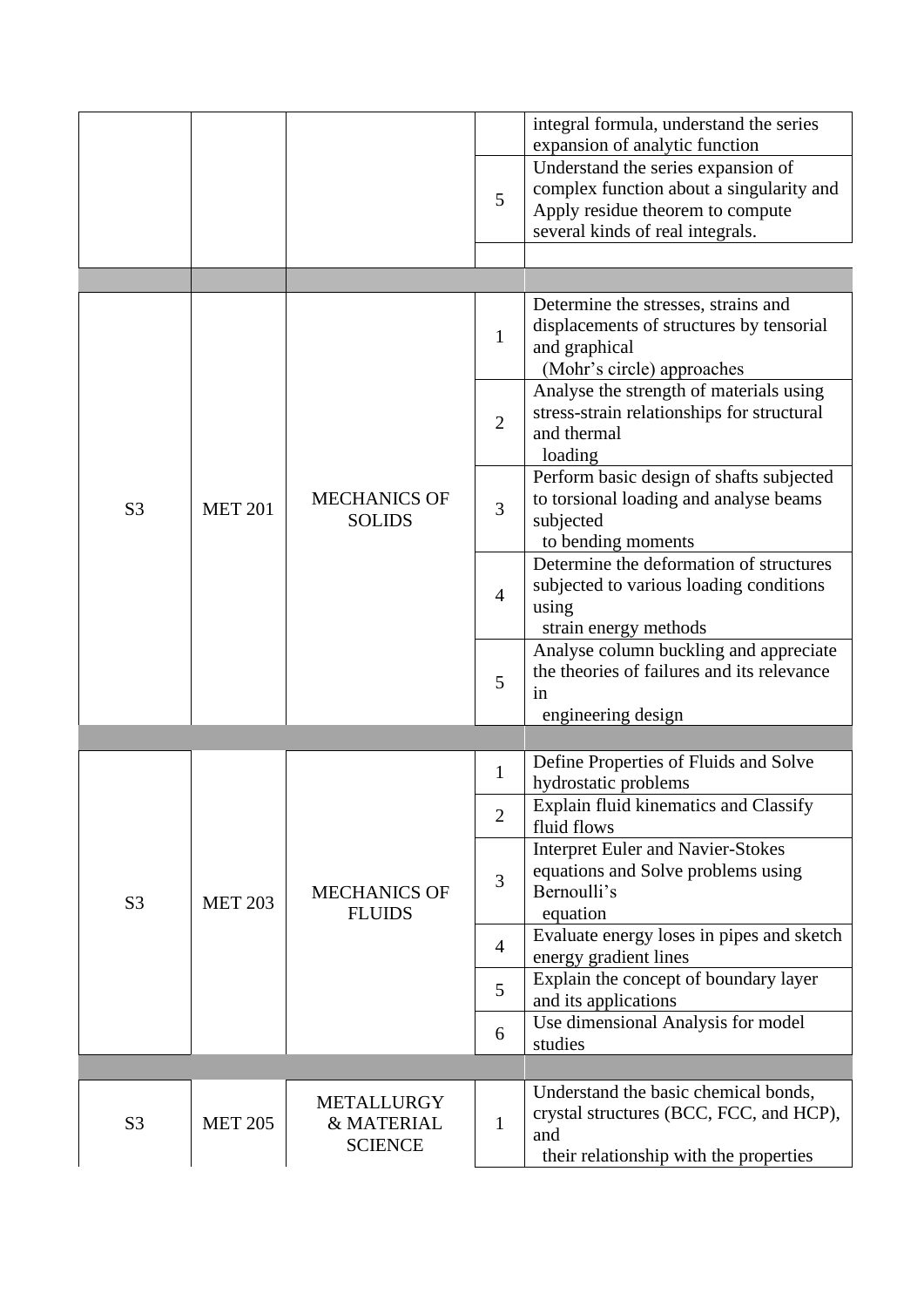| | | | | |
|---|---|---|---|---|
| | | | | integral formula, understand the series expansion of analytic function |
| | | | 5 | Understand the series expansion of complex function about a singularity and Apply residue theorem to compute several kinds of real integrals. |
| | | | | |
| | | | | |
| S3 | MET 201 | MECHANICS OF SOLIDS | 1 | Determine the stresses, strains and displacements of structures by tensorial and graphical (Mohr's circle) approaches |
| | | | 2 | Analyse the strength of materials using stress-strain relationships for structural and thermal loading |
| | | | 3 | Perform basic design of shafts subjected to torsional loading and analyse beams subjected to bending moments |
| | | | 4 | Determine the deformation of structures subjected to various loading conditions using strain energy methods |
| | | | 5 | Analyse column buckling and appreciate the theories of failures and its relevance in engineering design |
| | | | | |
| S3 | MET 203 | MECHANICS OF FLUIDS | 1 | Define Properties of Fluids and Solve hydrostatic problems |
| | | | 2 | Explain fluid kinematics and Classify fluid flows |
| | | | 3 | Interpret Euler and Navier-Stokes equations and Solve problems using Bernoulli's equation |
| | | | 4 | Evaluate energy loses in pipes and sketch energy gradient lines |
| | | | 5 | Explain the concept of boundary layer and its applications |
| | | | 6 | Use dimensional Analysis for model studies |
| | | | | |
| S3 | MET 205 | METALLURGY & MATERIAL SCIENCE | 1 | Understand the basic chemical bonds, crystal structures (BCC, FCC, and HCP), and their relationship with the properties |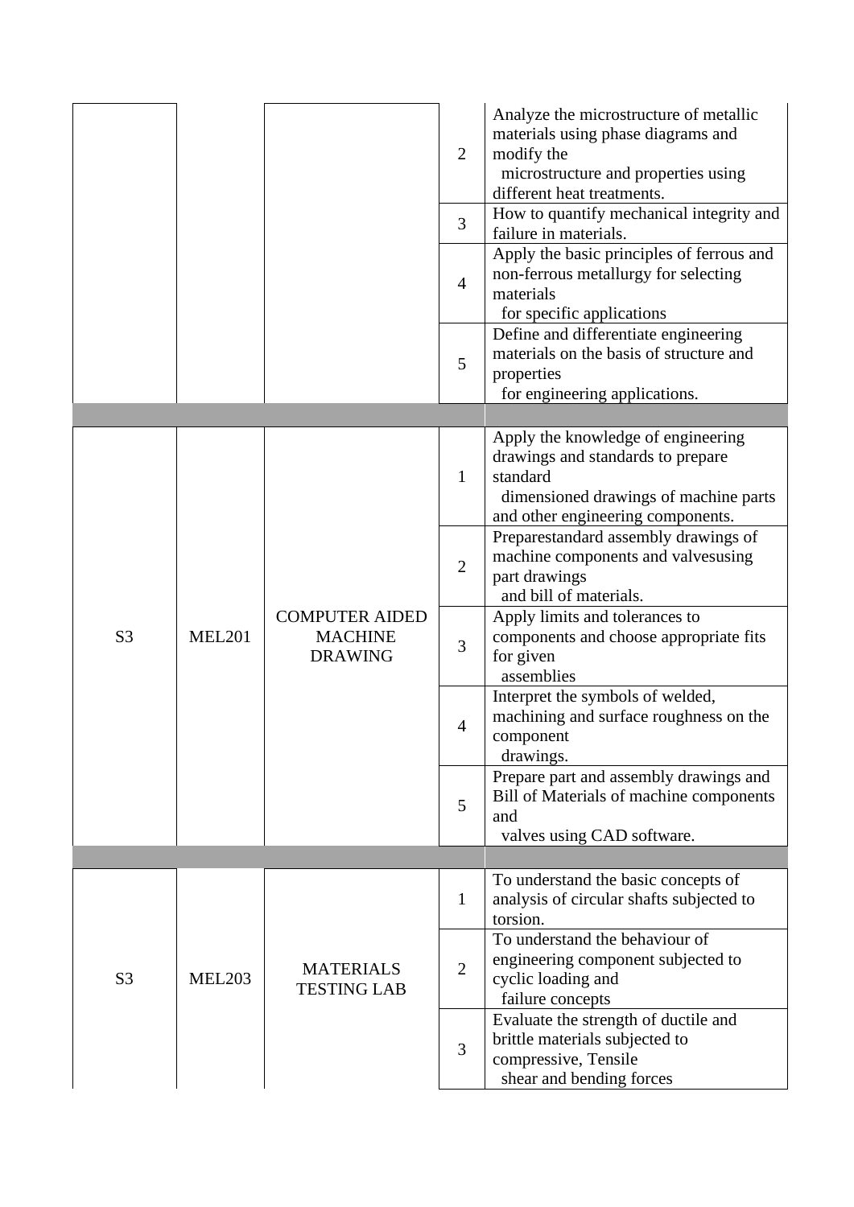| | | | | |
|---|---|---|---|---|
| | | | 2 | Analyze the microstructure of metallic materials using phase diagrams and modify the microstructure and properties using different heat treatments. |
| | | | 3 | How to quantify mechanical integrity and failure in materials. |
| | | | 4 | Apply the basic principles of ferrous and non-ferrous metallurgy for selecting materials for specific applications |
| | | | 5 | Define and differentiate engineering materials on the basis of structure and properties for engineering applications. |
| | | | | |
| S3 | MEL201 | COMPUTER AIDED MACHINE DRAWING | 1 | Apply the knowledge of engineering drawings and standards to prepare standard dimensioned drawings of machine parts and other engineering components. |
| | | | 2 | Preparestandard assembly drawings of machine components and valvesusing part drawings and bill of materials. |
| | | | 3 | Apply limits and tolerances to components and choose appropriate fits for given assemblies |
| | | | 4 | Interpret the symbols of welded, machining and surface roughness on the component drawings. |
| | | | 5 | Prepare part and assembly drawings and Bill of Materials of machine components and valves using CAD software. |
| | | | | |
| S3 | MEL203 | MATERIALS TESTING LAB | 1 | To understand the basic concepts of analysis of circular shafts subjected to torsion. |
| | | | 2 | To understand the behaviour of engineering component subjected to cyclic loading and failure concepts |
| | | | 3 | Evaluate the strength of ductile and brittle materials subjected to compressive, Tensile shear and bending forces |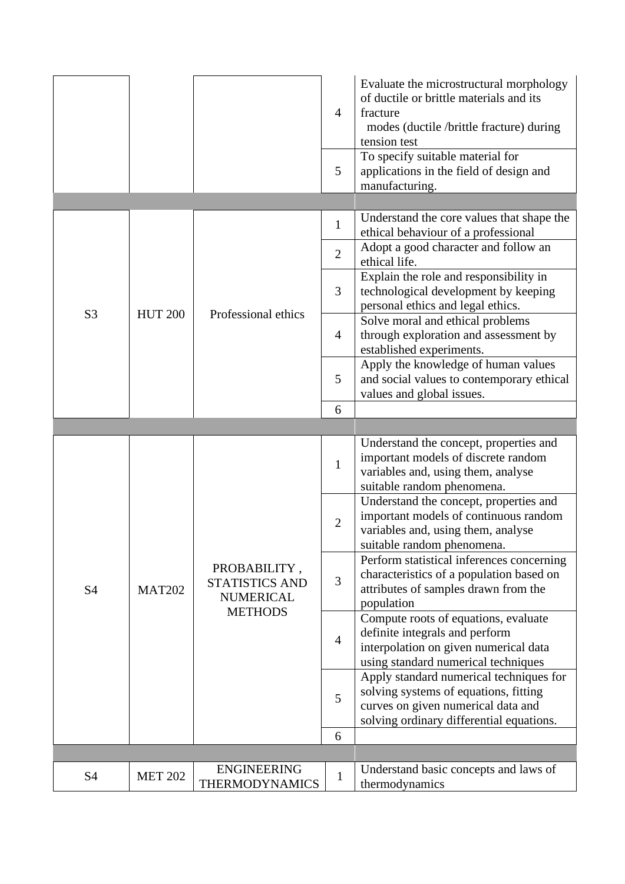| | | | | |
|---|---|---|---|---|
| | | | 4 | Evaluate the microstructural morphology of ductile or brittle materials and its fracture modes (ductile /brittle fracture) during tension test |
| | | | 5 | To specify suitable material for applications in the field of design and manufacturing. |
| | | | | |
| S3 | HUT 200 | Professional ethics | 1 | Understand the core values that shape the ethical behaviour of a professional |
| | | | 2 | Adopt a good character and follow an ethical life. |
| | | | 3 | Explain the role and responsibility in technological development by keeping personal ethics and legal ethics. |
| | | | 4 | Solve moral and ethical problems through exploration and assessment by established experiments. |
| | | | 5 | Apply the knowledge of human values and social values to contemporary ethical values and global issues. |
| | | | 6 | |
| | | | | |
| S4 | MAT202 | PROBABILITY , STATISTICS AND NUMERICAL METHODS | 1 | Understand the concept, properties and important models of discrete random variables and, using them, analyse suitable random phenomena. |
| | | | 2 | Understand the concept, properties and important models of continuous random variables and, using them, analyse suitable random phenomena. |
| | | | 3 | Perform statistical inferences concerning characteristics of a population based on attributes of samples drawn from the population |
| | | | 4 | Compute roots of equations, evaluate definite integrals and perform interpolation on given numerical data using standard numerical techniques |
| | | | 5 | Apply standard numerical techniques for solving systems of equations, fitting curves on given numerical data and solving ordinary differential equations. |
| | | | 6 | |
| | | | | |
| S4 | MET 202 | ENGINEERING THERMODYNAMICS | 1 | Understand basic concepts and laws of thermodynamics |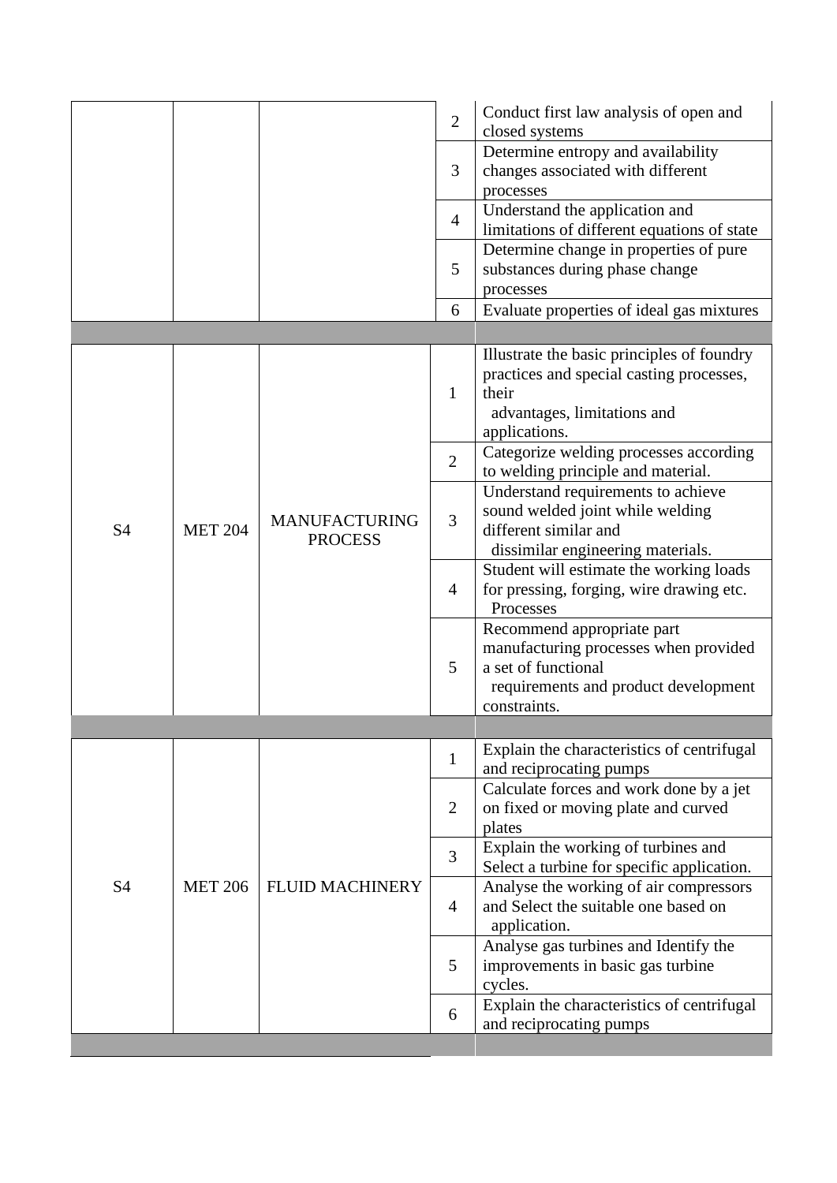| | | | | |
|---|---|---|---|---|
| | | | 2 | Conduct first law analysis of open and closed systems |
| | | | 3 | Determine entropy and availability changes associated with different processes |
| | | | 4 | Understand the application and limitations of different equations of state |
| | | | 5 | Determine change in properties of pure substances during phase change processes |
| | | | 6 | Evaluate properties of ideal gas mixtures |
| | | | | |
| S4 | MET 204 | MANUFACTURING PROCESS | 1 | Illustrate the basic principles of foundry practices and special casting processes, their advantages, limitations and applications. |
| | | | 2 | Categorize welding processes according to welding principle and material. |
| | | | 3 | Understand requirements to achieve sound welded joint while welding different similar and dissimilar engineering materials. |
| | | | 4 | Student will estimate the working loads for pressing, forging, wire drawing etc. Processes |
| | | | 5 | Recommend appropriate part manufacturing processes when provided a set of functional requirements and product development constraints. |
| | | | | |
| S4 | MET 206 | FLUID MACHINERY | 1 | Explain the characteristics of centrifugal and reciprocating pumps |
| | | | 2 | Calculate forces and work done by a jet on fixed or moving plate and curved plates |
| | | | 3 | Explain the working of turbines and Select a turbine for specific application. |
| | | | 4 | Analyse the working of air compressors and Select the suitable one based on application. |
| | | | 5 | Analyse gas turbines and Identify the improvements in basic gas turbine cycles. |
| | | | 6 | Explain the characteristics of centrifugal and reciprocating pumps |
| | | | | |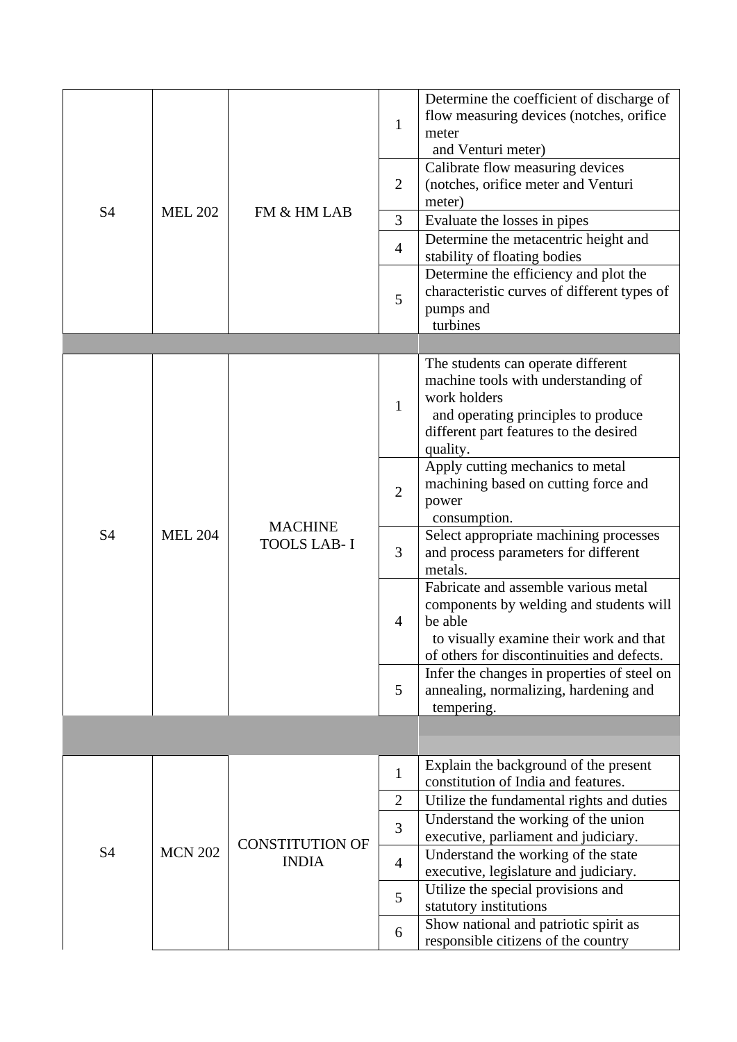| | | | | |
|---|---|---|---|---|
| S4 | MEL 202 | FM & HM LAB | 1 | Determine the coefficient of discharge of flow measuring devices (notches, orifice meter and Venturi meter) |
| | | | 2 | Calibrate flow measuring devices (notches, orifice meter and Venturi meter) |
| | | | 3 | Evaluate the losses in pipes |
| | | | 4 | Determine the metacentric height and stability of floating bodies |
| | | | 5 | Determine the efficiency and plot the characteristic curves of different types of pumps and turbines |
| | | | | |
| S4 | MEL 204 | MACHINE TOOLS LAB- I | 1 | The students can operate different machine tools with understanding of work holders and operating principles to produce different part features to the desired quality. |
| | | | 2 | Apply cutting mechanics to metal machining based on cutting force and power consumption. |
| | | | 3 | Select appropriate machining processes and process parameters for different metals. |
| | | | 4 | Fabricate and assemble various metal components by welding and students will be able to visually examine their work and that of others for discontinuities and defects. |
| | | | 5 | Infer the changes in properties of steel on annealing, normalizing, hardening and tempering. |
| | | | | |
| S4 | MCN 202 | CONSTITUTION OF INDIA | 1 | Explain the background of the present constitution of India and features. |
| | | | 2 | Utilize the fundamental rights and duties |
| | | | 3 | Understand the working of the union executive, parliament and judiciary. |
| | | | 4 | Understand the working of the state executive, legislature and judiciary. |
| | | | 5 | Utilize the special provisions and statutory institutions |
| | | | 6 | Show national and patriotic spirit as responsible citizens of the country |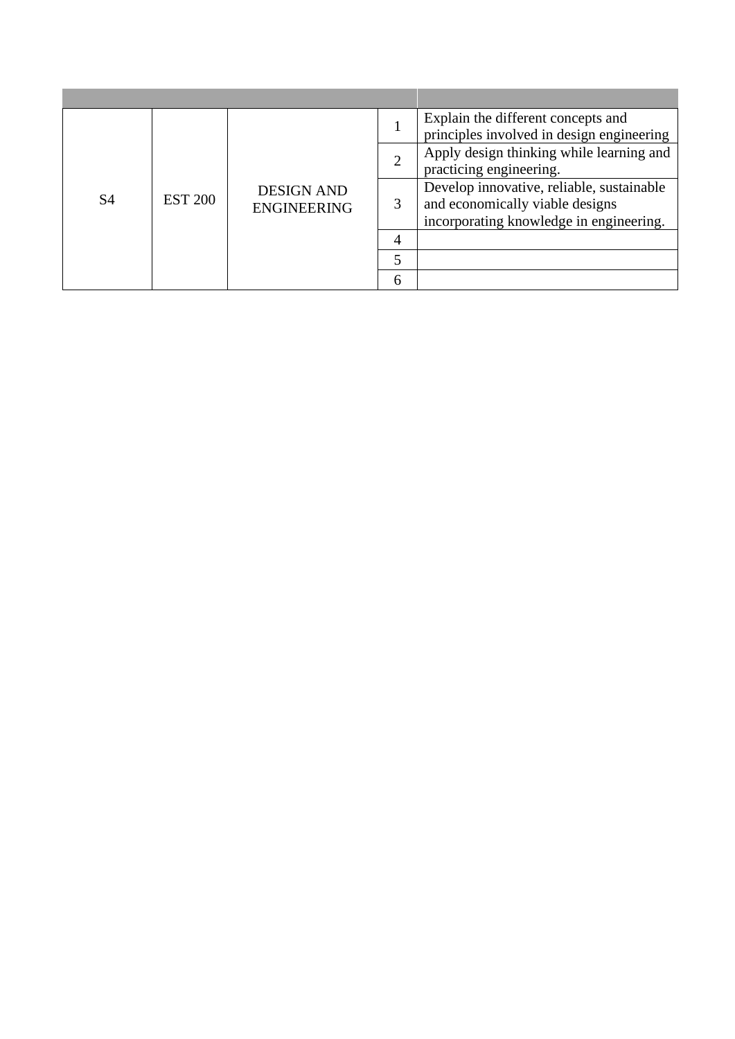| | | | | |
|---|---|---|---|---|
| S4 | EST 200 | DESIGN AND ENGINEERING | 1 | Explain the different concepts and principles involved in design engineering |
| | | | 2 | Apply design thinking while learning and practicing engineering. |
| | | | 3 | Develop innovative, reliable, sustainable and economically viable designs incorporating knowledge in engineering. |
| | | | 4 | |
| | | | 5 | |
| | | | 6 | |